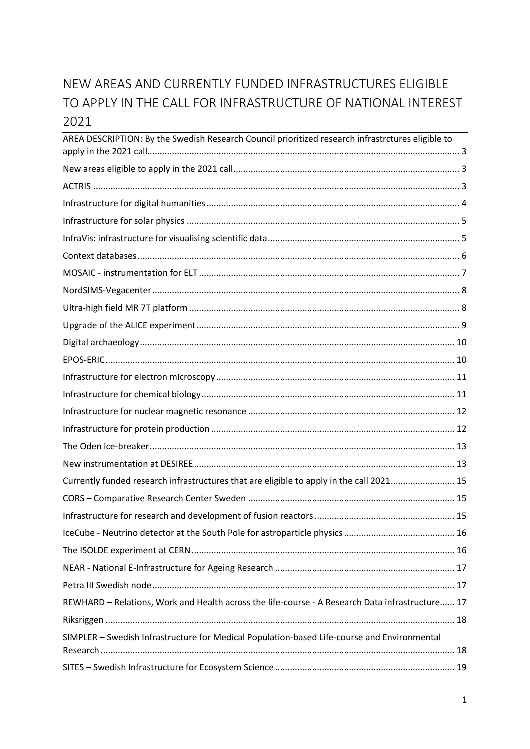# NEW AREAS AND CURRENTLY FUNDED INFRASTRUCTURES ELIGIBLE TO APPLY IN THE CALL FOR INFRASTRUCTURE OF NATIONAL INTEREST 2021

AREA DESCRIPTION: By the Swedish Research Council prioritized research infrastrctures eligible to apply in the 2021 call.......... 3

New areas eligible to apply in the 2021 call.......... 3

ACTRIS.......... 3

Infrastructure for digital humanities.......... 4

Infrastructure for solar physics.......... 5

InfraVis: infrastructure for visualising scientific data.......... 5

Context databases.......... 6

MOSAIC - instrumentation for ELT.......... 7

NordSIMS-Vegacenter.......... 8

Ultra-high field MR 7T platform.......... 8

Upgrade of the ALICE experiment.......... 9

Digital archaeology.......... 10

EPOS-ERIC.......... 10

Infrastructure for electron microscopy.......... 11

Infrastructure for chemical biology.......... 11

Infrastructure for nuclear magnetic resonance.......... 12

Infrastructure for protein production.......... 12

The Oden ice-breaker.......... 13

New instrumentation at DESIREE.......... 13

Currently funded research infrastructures that are eligible to apply in the call 2021.......... 15

CORS – Comparative Research Center Sweden.......... 15

Infrastructure for research and development of fusion reactors.......... 15

IceCube - Neutrino detector at the South Pole for astroparticle physics.......... 16

The ISOLDE experiment at CERN.......... 16

NEAR - National E-Infrastructure for Ageing Research.......... 17

Petra III Swedish node.......... 17

REWHARD – Relations, Work and Health across the life-course - A Research Data infrastructure.......... 17

Riksriggen.......... 18

SIMPLER – Swedish Infrastructure for Medical Population-based Life-course and Environmental Research.......... 18

SITES – Swedish Infrastructure for Ecosystem Science.......... 19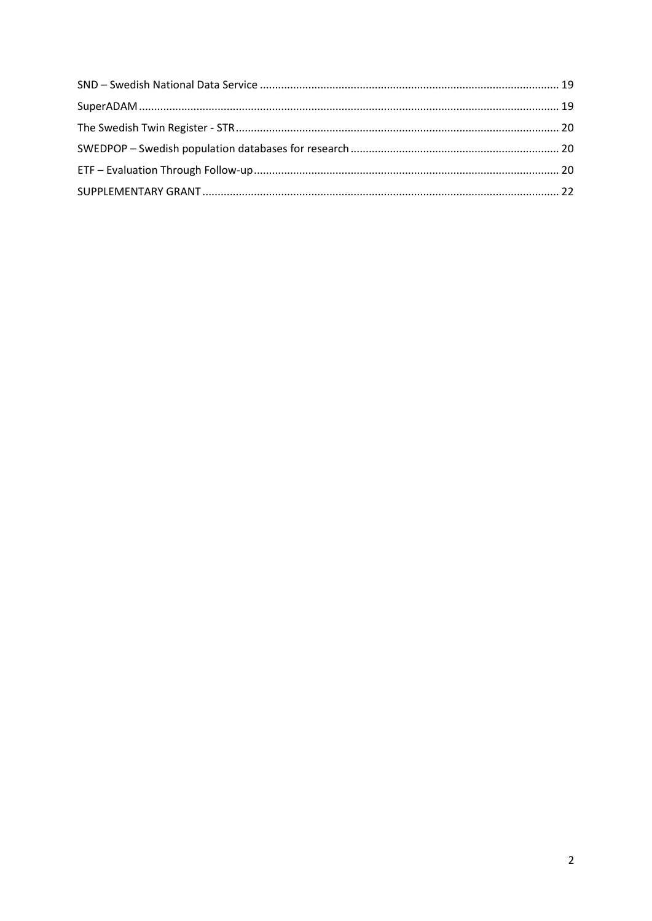SND – Swedish National Data Service ........................................................................................ 19

SuperADAM .......................................................................................................................... 19

The Swedish Twin Register - STR ........................................................................................... 20

SWEDPOP – Swedish population databases for research ..................................................... 20

ETF – Evaluation Through Follow-up ...................................................................................... 20

SUPPLEMENTARY GRANT ..................................................................................................... 22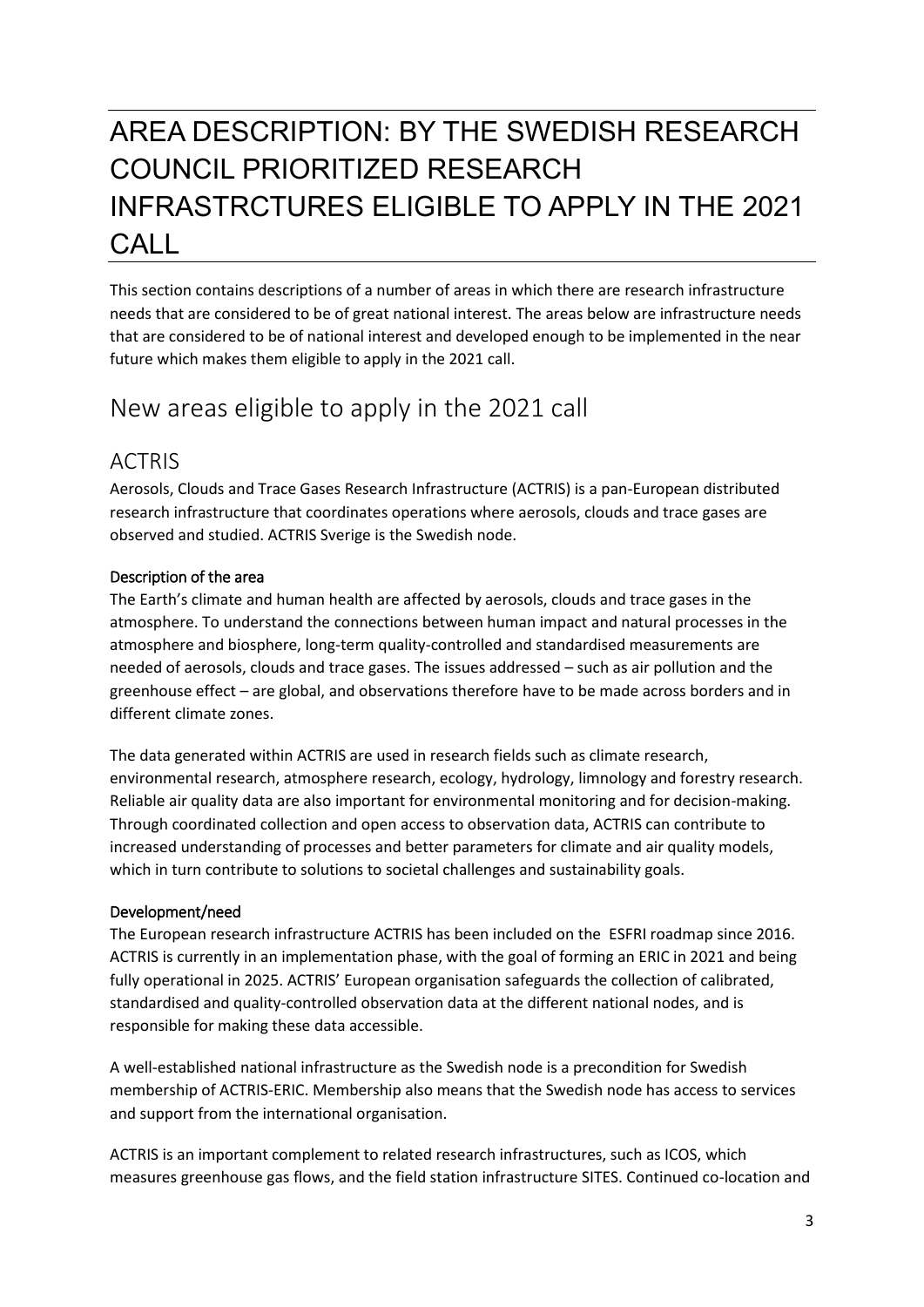# AREA DESCRIPTION: BY THE SWEDISH RESEARCH COUNCIL PRIORITIZED RESEARCH INFRASTRCTURES ELIGIBLE TO APPLY IN THE 2021 CALL

This section contains descriptions of a number of areas in which there are research infrastructure needs that are considered to be of great national interest. The areas below are infrastructure needs that are considered to be of national interest and developed enough to be implemented in the near future which makes them eligible to apply in the 2021 call.

## New areas eligible to apply in the 2021 call

### ACTRIS

Aerosols, Clouds and Trace Gases Research Infrastructure (ACTRIS) is a pan-European distributed research infrastructure that coordinates operations where aerosols, clouds and trace gases are observed and studied. ACTRIS Sverige is the Swedish node.

#### Description of the area

The Earth's climate and human health are affected by aerosols, clouds and trace gases in the atmosphere. To understand the connections between human impact and natural processes in the atmosphere and biosphere, long-term quality-controlled and standardised measurements are needed of aerosols, clouds and trace gases. The issues addressed – such as air pollution and the greenhouse effect – are global, and observations therefore have to be made across borders and in different climate zones.

The data generated within ACTRIS are used in research fields such as climate research, environmental research, atmosphere research, ecology, hydrology, limnology and forestry research. Reliable air quality data are also important for environmental monitoring and for decision-making. Through coordinated collection and open access to observation data, ACTRIS can contribute to increased understanding of processes and better parameters for climate and air quality models, which in turn contribute to solutions to societal challenges and sustainability goals.

#### Development/need

The European research infrastructure ACTRIS has been included on the ESFRI roadmap since 2016. ACTRIS is currently in an implementation phase, with the goal of forming an ERIC in 2021 and being fully operational in 2025. ACTRIS' European organisation safeguards the collection of calibrated, standardised and quality-controlled observation data at the different national nodes, and is responsible for making these data accessible.

A well-established national infrastructure as the Swedish node is a precondition for Swedish membership of ACTRIS-ERIC. Membership also means that the Swedish node has access to services and support from the international organisation.

ACTRIS is an important complement to related research infrastructures, such as ICOS, which measures greenhouse gas flows, and the field station infrastructure SITES. Continued co-location and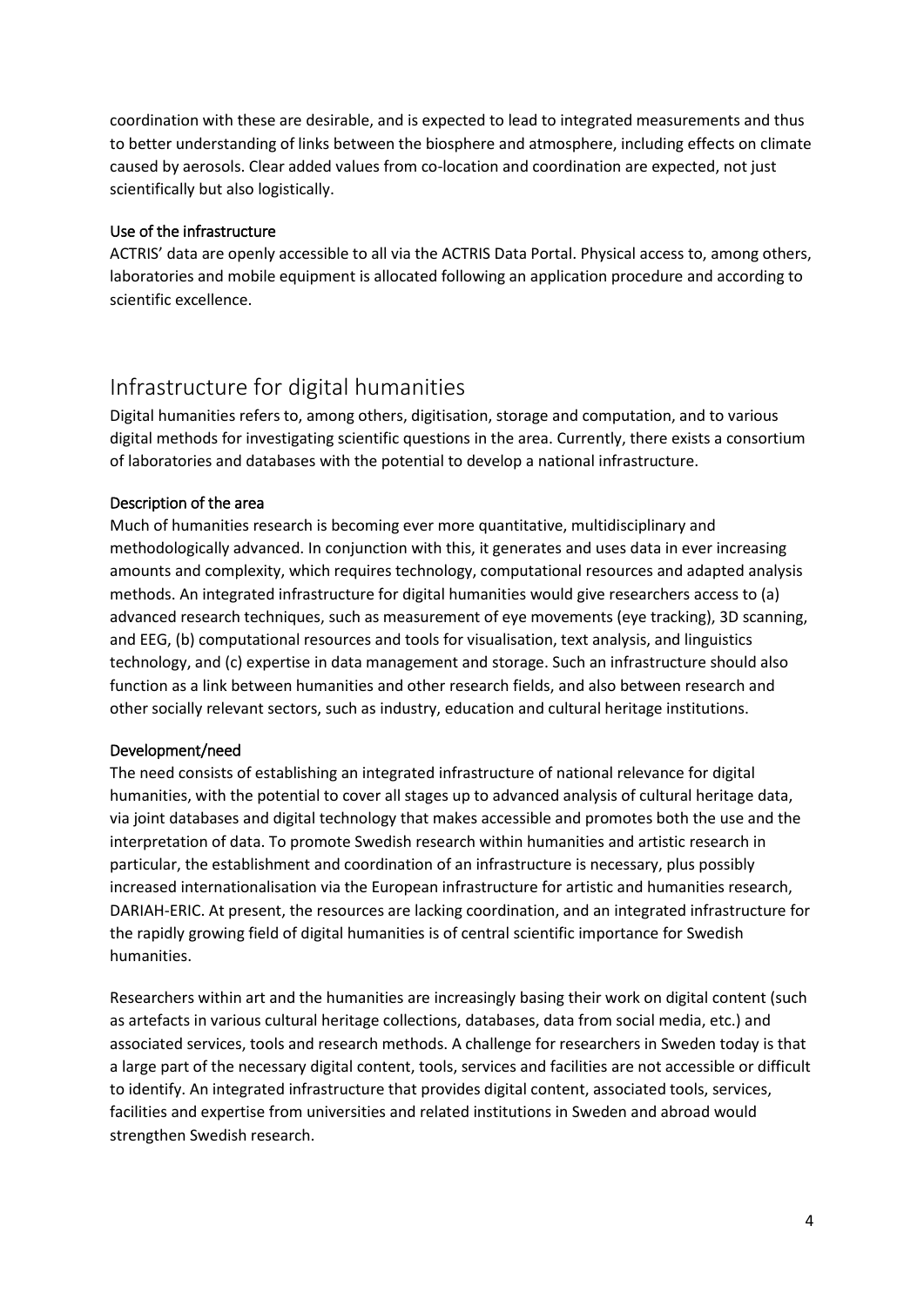coordination with these are desirable, and is expected to lead to integrated measurements and thus to better understanding of links between the biosphere and atmosphere, including effects on climate caused by aerosols. Clear added values from co-location and coordination are expected, not just scientifically but also logistically.

### Use of the infrastructure

ACTRIS' data are openly accessible to all via the ACTRIS Data Portal. Physical access to, among others, laboratories and mobile equipment is allocated following an application procedure and according to scientific excellence.

## Infrastructure for digital humanities

Digital humanities refers to, among others, digitisation, storage and computation, and to various digital methods for investigating scientific questions in the area. Currently, there exists a consortium of laboratories and databases with the potential to develop a national infrastructure.

### Description of the area

Much of humanities research is becoming ever more quantitative, multidisciplinary and methodologically advanced. In conjunction with this, it generates and uses data in ever increasing amounts and complexity, which requires technology, computational resources and adapted analysis methods. An integrated infrastructure for digital humanities would give researchers access to (a) advanced research techniques, such as measurement of eye movements (eye tracking), 3D scanning, and EEG, (b) computational resources and tools for visualisation, text analysis, and linguistics technology, and (c) expertise in data management and storage. Such an infrastructure should also function as a link between humanities and other research fields, and also between research and other socially relevant sectors, such as industry, education and cultural heritage institutions.

### Development/need

The need consists of establishing an integrated infrastructure of national relevance for digital humanities, with the potential to cover all stages up to advanced analysis of cultural heritage data, via joint databases and digital technology that makes accessible and promotes both the use and the interpretation of data. To promote Swedish research within humanities and artistic research in particular, the establishment and coordination of an infrastructure is necessary, plus possibly increased internationalisation via the European infrastructure for artistic and humanities research, DARIAH-ERIC. At present, the resources are lacking coordination, and an integrated infrastructure for the rapidly growing field of digital humanities is of central scientific importance for Swedish humanities.

Researchers within art and the humanities are increasingly basing their work on digital content (such as artefacts in various cultural heritage collections, databases, data from social media, etc.) and associated services, tools and research methods. A challenge for researchers in Sweden today is that a large part of the necessary digital content, tools, services and facilities are not accessible or difficult to identify. An integrated infrastructure that provides digital content, associated tools, services, facilities and expertise from universities and related institutions in Sweden and abroad would strengthen Swedish research.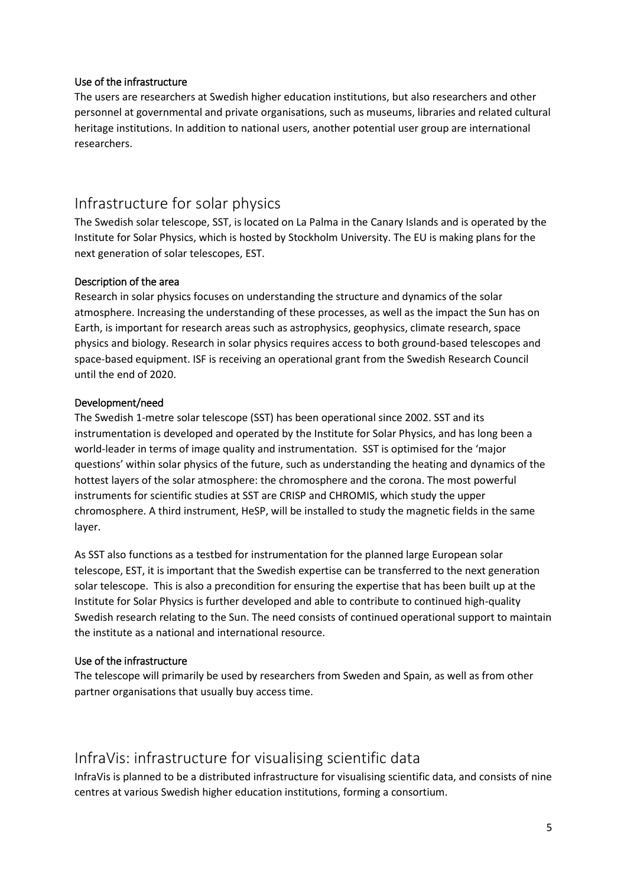#### Use of the infrastructure

The users are researchers at Swedish higher education institutions, but also researchers and other personnel at governmental and private organisations, such as museums, libraries and related cultural heritage institutions. In addition to national users, another potential user group are international researchers.

## Infrastructure for solar physics

The Swedish solar telescope, SST, is located on La Palma in the Canary Islands and is operated by the Institute for Solar Physics, which is hosted by Stockholm University. The EU is making plans for the next generation of solar telescopes, EST.

#### Description of the area

Research in solar physics focuses on understanding the structure and dynamics of the solar atmosphere. Increasing the understanding of these processes, as well as the impact the Sun has on Earth, is important for research areas such as astrophysics, geophysics, climate research, space physics and biology. Research in solar physics requires access to both ground-based telescopes and space-based equipment. ISF is receiving an operational grant from the Swedish Research Council until the end of 2020.

#### Development/need

The Swedish 1-metre solar telescope (SST) has been operational since 2002. SST and its instrumentation is developed and operated by the Institute for Solar Physics, and has long been a world-leader in terms of image quality and instrumentation. SST is optimised for the 'major questions' within solar physics of the future, such as understanding the heating and dynamics of the hottest layers of the solar atmosphere: the chromosphere and the corona. The most powerful instruments for scientific studies at SST are CRISP and CHROMIS, which study the upper chromosphere. A third instrument, HeSP, will be installed to study the magnetic fields in the same layer.

As SST also functions as a testbed for instrumentation for the planned large European solar telescope, EST, it is important that the Swedish expertise can be transferred to the next generation solar telescope. This is also a precondition for ensuring the expertise that has been built up at the Institute for Solar Physics is further developed and able to contribute to continued high-quality Swedish research relating to the Sun. The need consists of continued operational support to maintain the institute as a national and international resource.

#### Use of the infrastructure

The telescope will primarily be used by researchers from Sweden and Spain, as well as from other partner organisations that usually buy access time.

## InfraVis: infrastructure for visualising scientific data

InfraVis is planned to be a distributed infrastructure for visualising scientific data, and consists of nine centres at various Swedish higher education institutions, forming a consortium.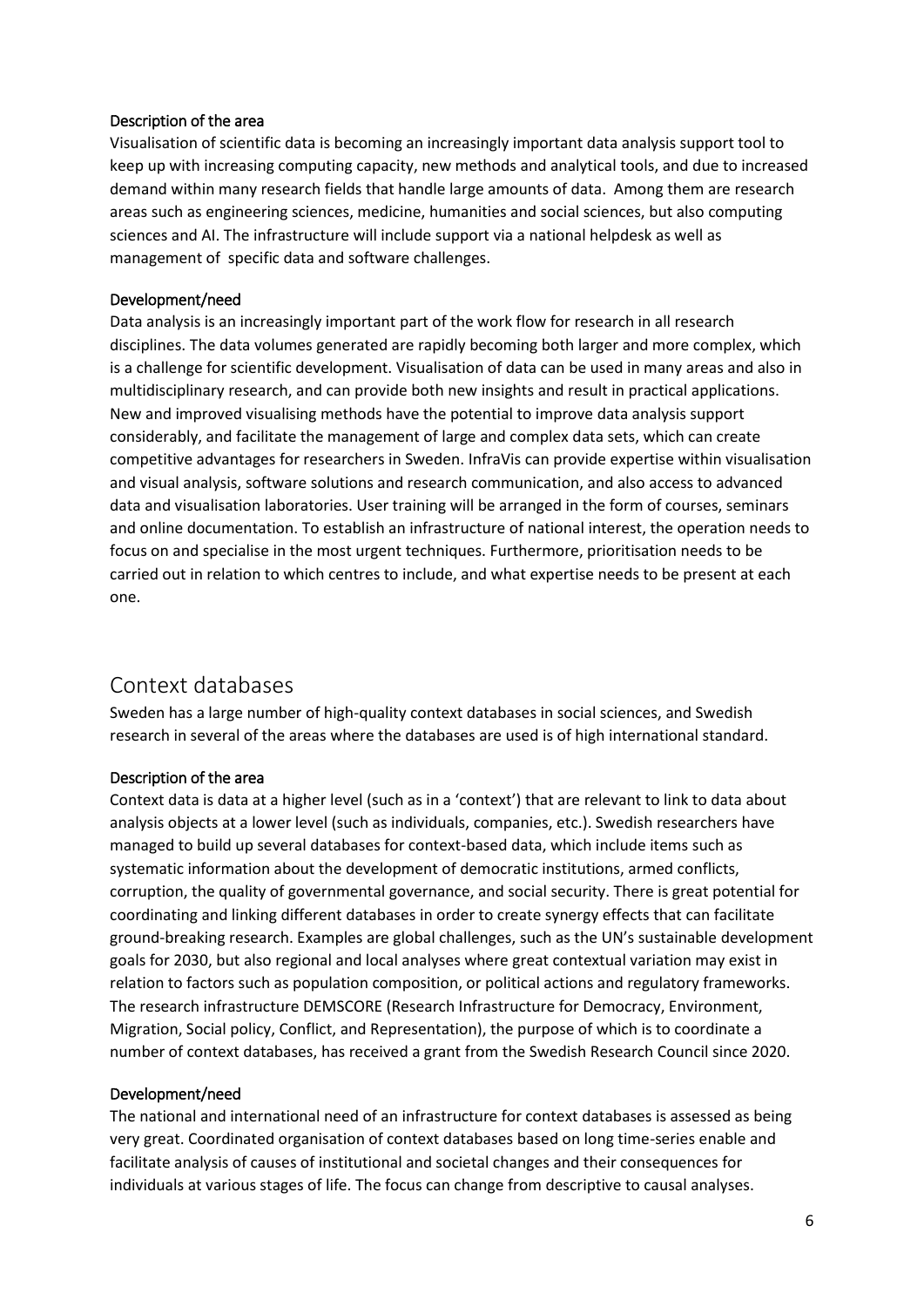#### Description of the area

Visualisation of scientific data is becoming an increasingly important data analysis support tool to keep up with increasing computing capacity, new methods and analytical tools, and due to increased demand within many research fields that handle large amounts of data. Among them are research areas such as engineering sciences, medicine, humanities and social sciences, but also computing sciences and AI. The infrastructure will include support via a national helpdesk as well as management of specific data and software challenges.

#### Development/need

Data analysis is an increasingly important part of the work flow for research in all research disciplines. The data volumes generated are rapidly becoming both larger and more complex, which is a challenge for scientific development. Visualisation of data can be used in many areas and also in multidisciplinary research, and can provide both new insights and result in practical applications. New and improved visualising methods have the potential to improve data analysis support considerably, and facilitate the management of large and complex data sets, which can create competitive advantages for researchers in Sweden. InfraVis can provide expertise within visualisation and visual analysis, software solutions and research communication, and also access to advanced data and visualisation laboratories. User training will be arranged in the form of courses, seminars and online documentation. To establish an infrastructure of national interest, the operation needs to focus on and specialise in the most urgent techniques. Furthermore, prioritisation needs to be carried out in relation to which centres to include, and what expertise needs to be present at each one.

### Context databases

Sweden has a large number of high-quality context databases in social sciences, and Swedish research in several of the areas where the databases are used is of high international standard.

#### Description of the area

Context data is data at a higher level (such as in a 'context') that are relevant to link to data about analysis objects at a lower level (such as individuals, companies, etc.). Swedish researchers have managed to build up several databases for context-based data, which include items such as systematic information about the development of democratic institutions, armed conflicts, corruption, the quality of governmental governance, and social security. There is great potential for coordinating and linking different databases in order to create synergy effects that can facilitate ground-breaking research. Examples are global challenges, such as the UN's sustainable development goals for 2030, but also regional and local analyses where great contextual variation may exist in relation to factors such as population composition, or political actions and regulatory frameworks. The research infrastructure DEMSCORE (Research Infrastructure for Democracy, Environment, Migration, Social policy, Conflict, and Representation), the purpose of which is to coordinate a number of context databases, has received a grant from the Swedish Research Council since 2020.

#### Development/need

The national and international need of an infrastructure for context databases is assessed as being very great. Coordinated organisation of context databases based on long time-series enable and facilitate analysis of causes of institutional and societal changes and their consequences for individuals at various stages of life. The focus can change from descriptive to causal analyses.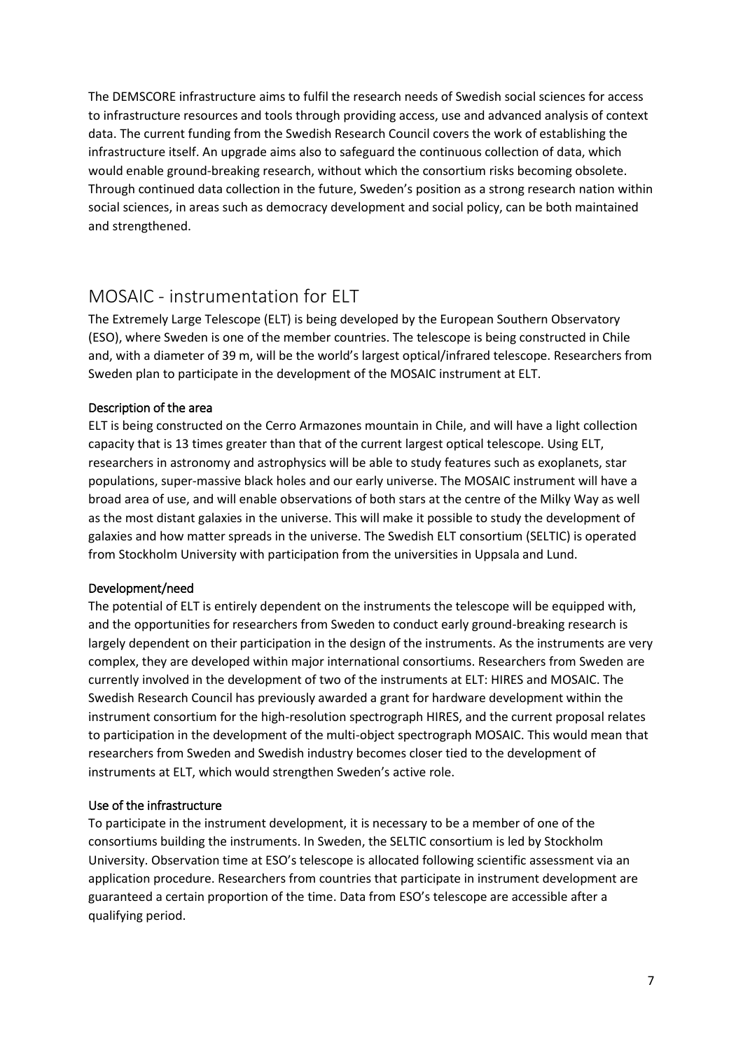The DEMSCORE infrastructure aims to fulfil the research needs of Swedish social sciences for access to infrastructure resources and tools through providing access, use and advanced analysis of context data. The current funding from the Swedish Research Council covers the work of establishing the infrastructure itself. An upgrade aims also to safeguard the continuous collection of data, which would enable ground-breaking research, without which the consortium risks becoming obsolete. Through continued data collection in the future, Sweden's position as a strong research nation within social sciences, in areas such as democracy development and social policy, can be both maintained and strengthened.

## MOSAIC - instrumentation for ELT

The Extremely Large Telescope (ELT) is being developed by the European Southern Observatory (ESO), where Sweden is one of the member countries. The telescope is being constructed in Chile and, with a diameter of 39 m, will be the world's largest optical/infrared telescope. Researchers from Sweden plan to participate in the development of the MOSAIC instrument at ELT.

### Description of the area

ELT is being constructed on the Cerro Armazones mountain in Chile, and will have a light collection capacity that is 13 times greater than that of the current largest optical telescope. Using ELT, researchers in astronomy and astrophysics will be able to study features such as exoplanets, star populations, super-massive black holes and our early universe. The MOSAIC instrument will have a broad area of use, and will enable observations of both stars at the centre of the Milky Way as well as the most distant galaxies in the universe. This will make it possible to study the development of galaxies and how matter spreads in the universe. The Swedish ELT consortium (SELTIC) is operated from Stockholm University with participation from the universities in Uppsala and Lund.

### Development/need

The potential of ELT is entirely dependent on the instruments the telescope will be equipped with, and the opportunities for researchers from Sweden to conduct early ground-breaking research is largely dependent on their participation in the design of the instruments. As the instruments are very complex, they are developed within major international consortiums. Researchers from Sweden are currently involved in the development of two of the instruments at ELT: HIRES and MOSAIC. The Swedish Research Council has previously awarded a grant for hardware development within the instrument consortium for the high-resolution spectrograph HIRES, and the current proposal relates to participation in the development of the multi-object spectrograph MOSAIC. This would mean that researchers from Sweden and Swedish industry becomes closer tied to the development of instruments at ELT, which would strengthen Sweden's active role.

### Use of the infrastructure

To participate in the instrument development, it is necessary to be a member of one of the consortiums building the instruments. In Sweden, the SELTIC consortium is led by Stockholm University. Observation time at ESO's telescope is allocated following scientific assessment via an application procedure. Researchers from countries that participate in instrument development are guaranteed a certain proportion of the time. Data from ESO's telescope are accessible after a qualifying period.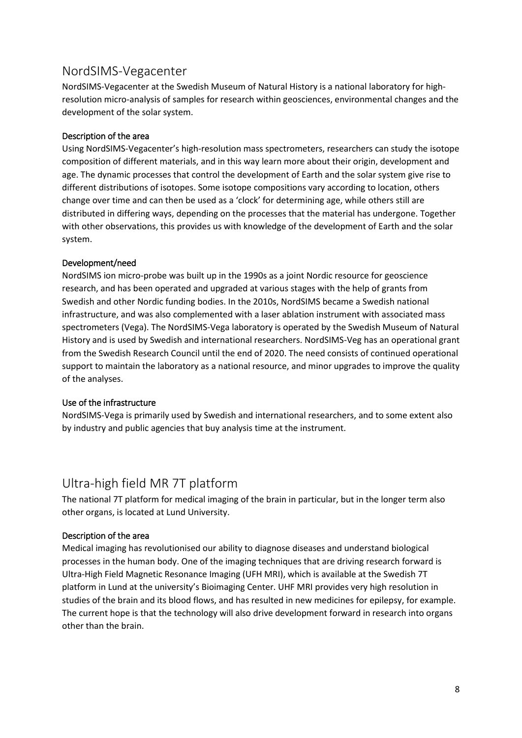## NordSIMS-Vegacenter

NordSIMS-Vegacenter at the Swedish Museum of Natural History is a national laboratory for high-resolution micro-analysis of samples for research within geosciences, environmental changes and the development of the solar system.

### Description of the area

Using NordSIMS-Vegacenter's high-resolution mass spectrometers, researchers can study the isotope composition of different materials, and in this way learn more about their origin, development and age. The dynamic processes that control the development of Earth and the solar system give rise to different distributions of isotopes. Some isotope compositions vary according to location, others change over time and can then be used as a 'clock' for determining age, while others still are distributed in differing ways, depending on the processes that the material has undergone. Together with other observations, this provides us with knowledge of the development of Earth and the solar system.

### Development/need

NordSIMS ion micro-probe was built up in the 1990s as a joint Nordic resource for geoscience research, and has been operated and upgraded at various stages with the help of grants from Swedish and other Nordic funding bodies. In the 2010s, NordSIMS became a Swedish national infrastructure, and was also complemented with a laser ablation instrument with associated mass spectrometers (Vega). The NordSIMS-Vega laboratory is operated by the Swedish Museum of Natural History and is used by Swedish and international researchers. NordSIMS-Veg has an operational grant from the Swedish Research Council until the end of 2020. The need consists of continued operational support to maintain the laboratory as a national resource, and minor upgrades to improve the quality of the analyses.

### Use of the infrastructure

NordSIMS-Vega is primarily used by Swedish and international researchers, and to some extent also by industry and public agencies that buy analysis time at the instrument.

## Ultra-high field MR 7T platform

The national 7T platform for medical imaging of the brain in particular, but in the longer term also other organs, is located at Lund University.

### Description of the area

Medical imaging has revolutionised our ability to diagnose diseases and understand biological processes in the human body. One of the imaging techniques that are driving research forward is Ultra-High Field Magnetic Resonance Imaging (UFH MRI), which is available at the Swedish 7T platform in Lund at the university's Bioimaging Center. UHF MRI provides very high resolution in studies of the brain and its blood flows, and has resulted in new medicines for epilepsy, for example. The current hope is that the technology will also drive development forward in research into organs other than the brain.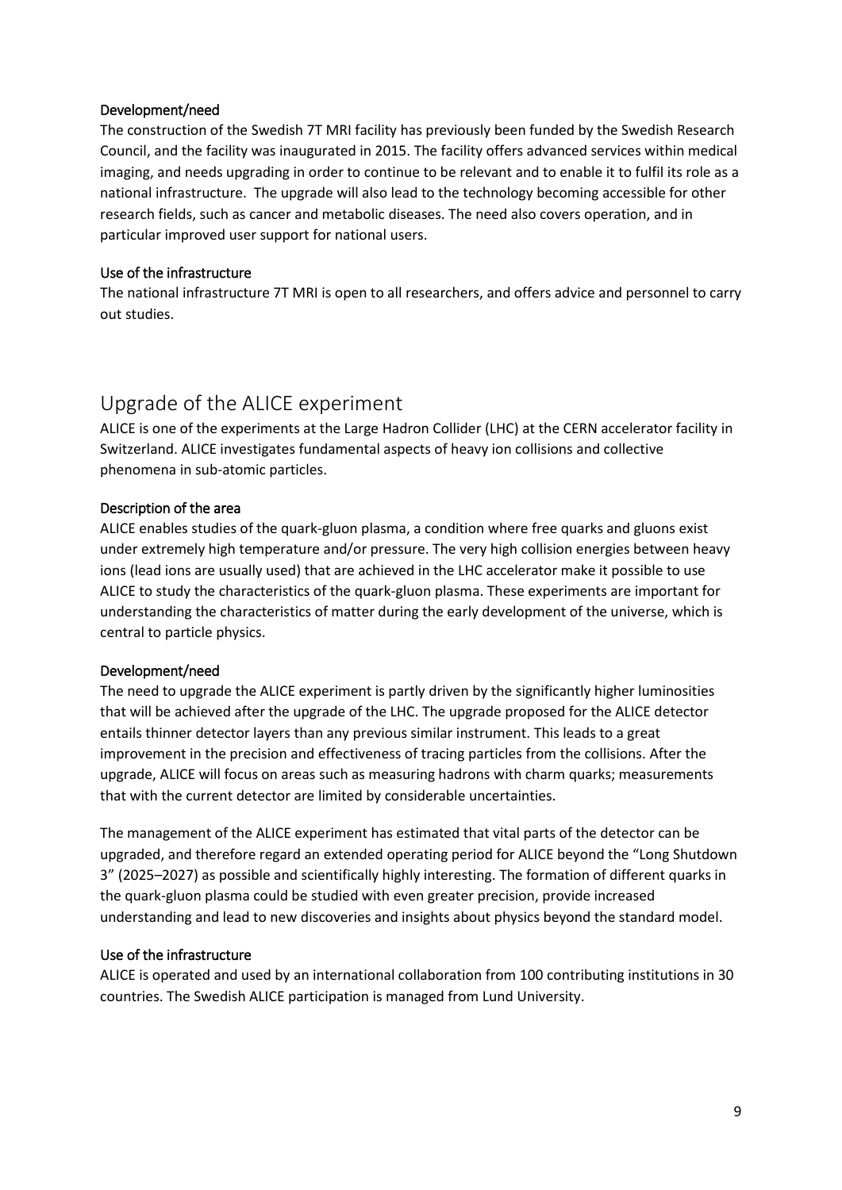### Development/need

The construction of the Swedish 7T MRI facility has previously been funded by the Swedish Research Council, and the facility was inaugurated in 2015. The facility offers advanced services within medical imaging, and needs upgrading in order to continue to be relevant and to enable it to fulfil its role as a national infrastructure. The upgrade will also lead to the technology becoming accessible for other research fields, such as cancer and metabolic diseases. The need also covers operation, and in particular improved user support for national users.

### Use of the infrastructure

The national infrastructure 7T MRI is open to all researchers, and offers advice and personnel to carry out studies.

## Upgrade of the ALICE experiment

ALICE is one of the experiments at the Large Hadron Collider (LHC) at the CERN accelerator facility in Switzerland. ALICE investigates fundamental aspects of heavy ion collisions and collective phenomena in sub-atomic particles.

### Description of the area

ALICE enables studies of the quark-gluon plasma, a condition where free quarks and gluons exist under extremely high temperature and/or pressure. The very high collision energies between heavy ions (lead ions are usually used) that are achieved in the LHC accelerator make it possible to use ALICE to study the characteristics of the quark-gluon plasma. These experiments are important for understanding the characteristics of matter during the early development of the universe, which is central to particle physics.

### Development/need

The need to upgrade the ALICE experiment is partly driven by the significantly higher luminosities that will be achieved after the upgrade of the LHC. The upgrade proposed for the ALICE detector entails thinner detector layers than any previous similar instrument. This leads to a great improvement in the precision and effectiveness of tracing particles from the collisions. After the upgrade, ALICE will focus on areas such as measuring hadrons with charm quarks; measurements that with the current detector are limited by considerable uncertainties.

The management of the ALICE experiment has estimated that vital parts of the detector can be upgraded, and therefore regard an extended operating period for ALICE beyond the "Long Shutdown 3" (2025–2027) as possible and scientifically highly interesting. The formation of different quarks in the quark-gluon plasma could be studied with even greater precision, provide increased understanding and lead to new discoveries and insights about physics beyond the standard model.

### Use of the infrastructure

ALICE is operated and used by an international collaboration from 100 contributing institutions in 30 countries. The Swedish ALICE participation is managed from Lund University.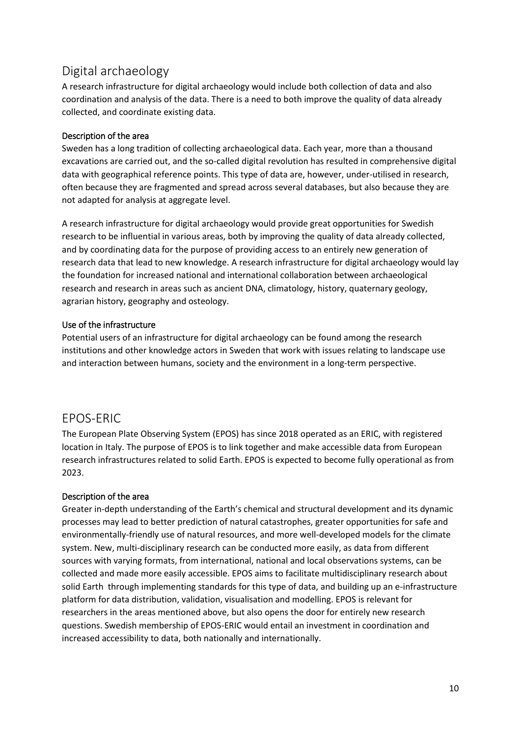## Digital archaeology

A research infrastructure for digital archaeology would include both collection of data and also coordination and analysis of the data. There is a need to both improve the quality of data already collected, and coordinate existing data.

### Description of the area

Sweden has a long tradition of collecting archaeological data. Each year, more than a thousand excavations are carried out, and the so-called digital revolution has resulted in comprehensive digital data with geographical reference points. This type of data are, however, under-utilised in research, often because they are fragmented and spread across several databases, but also because they are not adapted for analysis at aggregate level.

A research infrastructure for digital archaeology would provide great opportunities for Swedish research to be influential in various areas, both by improving the quality of data already collected, and by coordinating data for the purpose of providing access to an entirely new generation of research data that lead to new knowledge. A research infrastructure for digital archaeology would lay the foundation for increased national and international collaboration between archaeological research and research in areas such as ancient DNA, climatology, history, quaternary geology, agrarian history, geography and osteology.

### Use of the infrastructure

Potential users of an infrastructure for digital archaeology can be found among the research institutions and other knowledge actors in Sweden that work with issues relating to landscape use and interaction between humans, society and the environment in a long-term perspective.

## EPOS-ERIC

The European Plate Observing System (EPOS) has since 2018 operated as an ERIC, with registered location in Italy. The purpose of EPOS is to link together and make accessible data from European research infrastructures related to solid Earth. EPOS is expected to become fully operational as from 2023.

### Description of the area

Greater in-depth understanding of the Earth's chemical and structural development and its dynamic processes may lead to better prediction of natural catastrophes, greater opportunities for safe and environmentally-friendly use of natural resources, and more well-developed models for the climate system. New, multi-disciplinary research can be conducted more easily, as data from different sources with varying formats, from international, national and local observations systems, can be collected and made more easily accessible. EPOS aims to facilitate multidisciplinary research about solid Earth through implementing standards for this type of data, and building up an e-infrastructure platform for data distribution, validation, visualisation and modelling. EPOS is relevant for researchers in the areas mentioned above, but also opens the door for entirely new research questions. Swedish membership of EPOS-ERIC would entail an investment in coordination and increased accessibility to data, both nationally and internationally.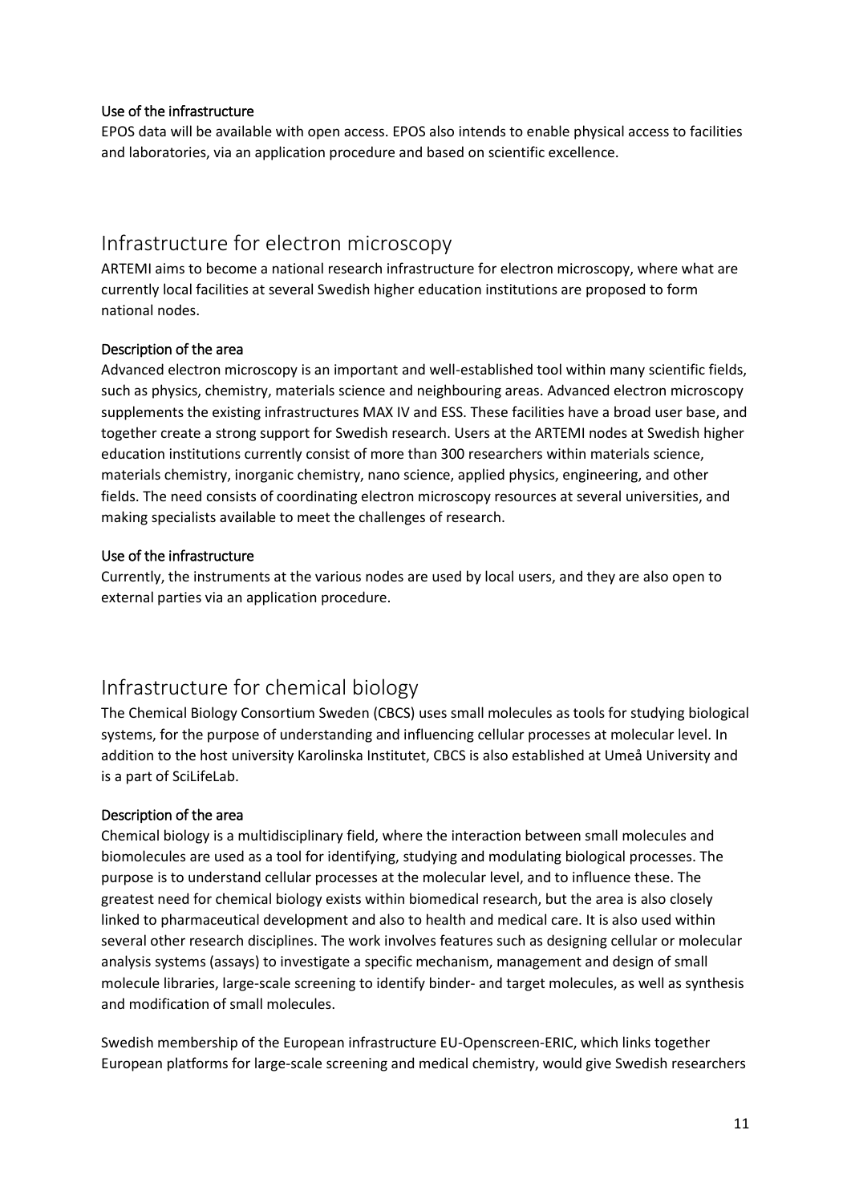#### Use of the infrastructure

EPOS data will be available with open access. EPOS also intends to enable physical access to facilities and laboratories, via an application procedure and based on scientific excellence.

## Infrastructure for electron microscopy

ARTEMI aims to become a national research infrastructure for electron microscopy, where what are currently local facilities at several Swedish higher education institutions are proposed to form national nodes.

#### Description of the area

Advanced electron microscopy is an important and well-established tool within many scientific fields, such as physics, chemistry, materials science and neighbouring areas. Advanced electron microscopy supplements the existing infrastructures MAX IV and ESS. These facilities have a broad user base, and together create a strong support for Swedish research. Users at the ARTEMI nodes at Swedish higher education institutions currently consist of more than 300 researchers within materials science, materials chemistry, inorganic chemistry, nano science, applied physics, engineering, and other fields. The need consists of coordinating electron microscopy resources at several universities, and making specialists available to meet the challenges of research.

#### Use of the infrastructure

Currently, the instruments at the various nodes are used by local users, and they are also open to external parties via an application procedure.

## Infrastructure for chemical biology

The Chemical Biology Consortium Sweden (CBCS) uses small molecules as tools for studying biological systems, for the purpose of understanding and influencing cellular processes at molecular level. In addition to the host university Karolinska Institutet, CBCS is also established at Umeå University and is a part of SciLifeLab.

#### Description of the area

Chemical biology is a multidisciplinary field, where the interaction between small molecules and biomolecules are used as a tool for identifying, studying and modulating biological processes. The purpose is to understand cellular processes at the molecular level, and to influence these. The greatest need for chemical biology exists within biomedical research, but the area is also closely linked to pharmaceutical development and also to health and medical care. It is also used within several other research disciplines. The work involves features such as designing cellular or molecular analysis systems (assays) to investigate a specific mechanism, management and design of small molecule libraries, large-scale screening to identify binder- and target molecules, as well as synthesis and modification of small molecules.

Swedish membership of the European infrastructure EU-Openscreen-ERIC, which links together European platforms for large-scale screening and medical chemistry, would give Swedish researchers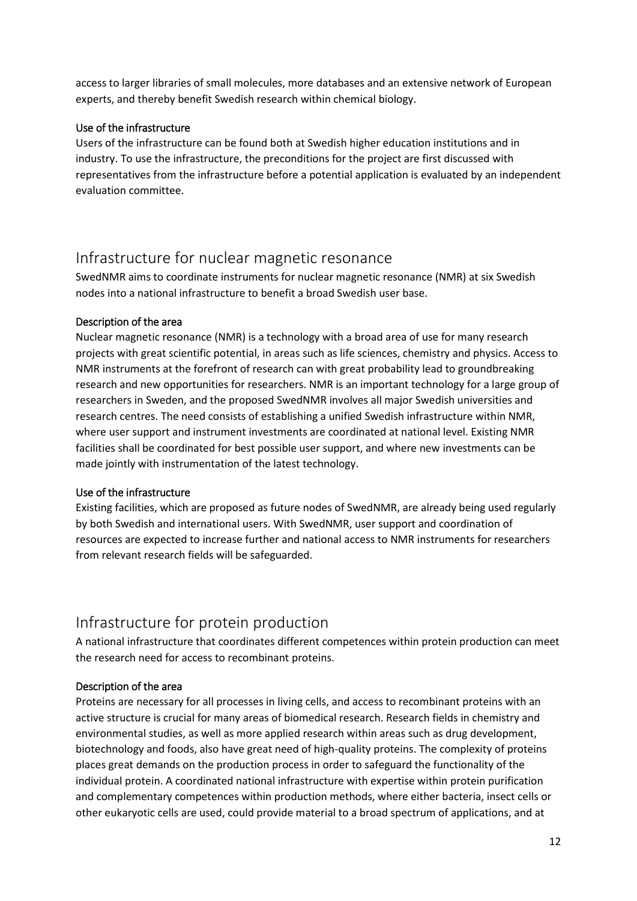access to larger libraries of small molecules, more databases and an extensive network of European experts, and thereby benefit Swedish research within chemical biology.

### Use of the infrastructure

Users of the infrastructure can be found both at Swedish higher education institutions and in industry. To use the infrastructure, the preconditions for the project are first discussed with representatives from the infrastructure before a potential application is evaluated by an independent evaluation committee.

## Infrastructure for nuclear magnetic resonance

SwedNMR aims to coordinate instruments for nuclear magnetic resonance (NMR) at six Swedish nodes into a national infrastructure to benefit a broad Swedish user base.

### Description of the area

Nuclear magnetic resonance (NMR) is a technology with a broad area of use for many research projects with great scientific potential, in areas such as life sciences, chemistry and physics. Access to NMR instruments at the forefront of research can with great probability lead to groundbreaking research and new opportunities for researchers. NMR is an important technology for a large group of researchers in Sweden, and the proposed SwedNMR involves all major Swedish universities and research centres. The need consists of establishing a unified Swedish infrastructure within NMR, where user support and instrument investments are coordinated at national level. Existing NMR facilities shall be coordinated for best possible user support, and where new investments can be made jointly with instrumentation of the latest technology.

### Use of the infrastructure

Existing facilities, which are proposed as future nodes of SwedNMR, are already being used regularly by both Swedish and international users. With SwedNMR, user support and coordination of resources are expected to increase further and national access to NMR instruments for researchers from relevant research fields will be safeguarded.

## Infrastructure for protein production

A national infrastructure that coordinates different competences within protein production can meet the research need for access to recombinant proteins.

### Description of the area

Proteins are necessary for all processes in living cells, and access to recombinant proteins with an active structure is crucial for many areas of biomedical research. Research fields in chemistry and environmental studies, as well as more applied research within areas such as drug development, biotechnology and foods, also have great need of high-quality proteins. The complexity of proteins places great demands on the production process in order to safeguard the functionality of the individual protein. A coordinated national infrastructure with expertise within protein purification and complementary competences within production methods, where either bacteria, insect cells or other eukaryotic cells are used, could provide material to a broad spectrum of applications, and at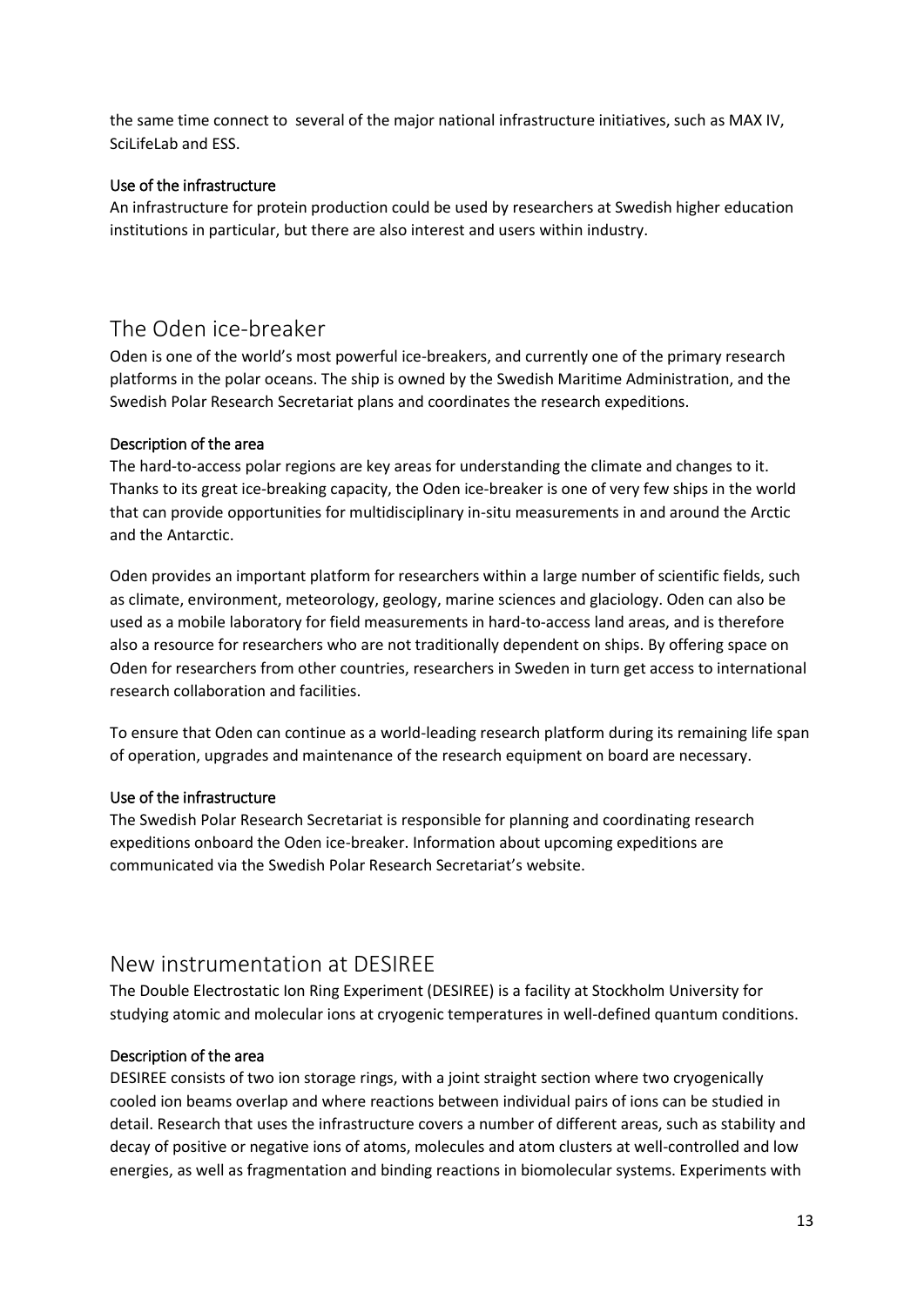the same time connect to several of the major national infrastructure initiatives, such as MAX IV, SciLifeLab and ESS.

### Use of the infrastructure

An infrastructure for protein production could be used by researchers at Swedish higher education institutions in particular, but there are also interest and users within industry.

## The Oden ice-breaker

Oden is one of the world's most powerful ice-breakers, and currently one of the primary research platforms in the polar oceans. The ship is owned by the Swedish Maritime Administration, and the Swedish Polar Research Secretariat plans and coordinates the research expeditions.

### Description of the area

The hard-to-access polar regions are key areas for understanding the climate and changes to it. Thanks to its great ice-breaking capacity, the Oden ice-breaker is one of very few ships in the world that can provide opportunities for multidisciplinary in-situ measurements in and around the Arctic and the Antarctic.

Oden provides an important platform for researchers within a large number of scientific fields, such as climate, environment, meteorology, geology, marine sciences and glaciology. Oden can also be used as a mobile laboratory for field measurements in hard-to-access land areas, and is therefore also a resource for researchers who are not traditionally dependent on ships. By offering space on Oden for researchers from other countries, researchers in Sweden in turn get access to international research collaboration and facilities.

To ensure that Oden can continue as a world-leading research platform during its remaining life span of operation, upgrades and maintenance of the research equipment on board are necessary.

### Use of the infrastructure

The Swedish Polar Research Secretariat is responsible for planning and coordinating research expeditions onboard the Oden ice-breaker. Information about upcoming expeditions are communicated via the Swedish Polar Research Secretariat's website.

## New instrumentation at DESIREE

The Double Electrostatic Ion Ring Experiment (DESIREE) is a facility at Stockholm University for studying atomic and molecular ions at cryogenic temperatures in well-defined quantum conditions.

### Description of the area

DESIREE consists of two ion storage rings, with a joint straight section where two cryogenically cooled ion beams overlap and where reactions between individual pairs of ions can be studied in detail. Research that uses the infrastructure covers a number of different areas, such as stability and decay of positive or negative ions of atoms, molecules and atom clusters at well-controlled and low energies, as well as fragmentation and binding reactions in biomolecular systems. Experiments with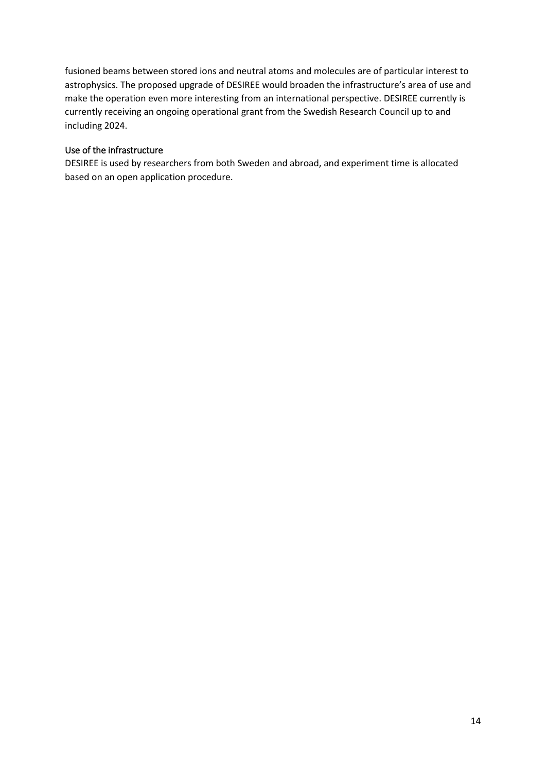fusioned beams between stored ions and neutral atoms and molecules are of particular interest to astrophysics. The proposed upgrade of DESIREE would broaden the infrastructure's area of use and make the operation even more interesting from an international perspective. DESIREE currently is currently receiving an ongoing operational grant from the Swedish Research Council up to and including 2024.

### Use of the infrastructure

DESIREE is used by researchers from both Sweden and abroad, and experiment time is allocated based on an open application procedure.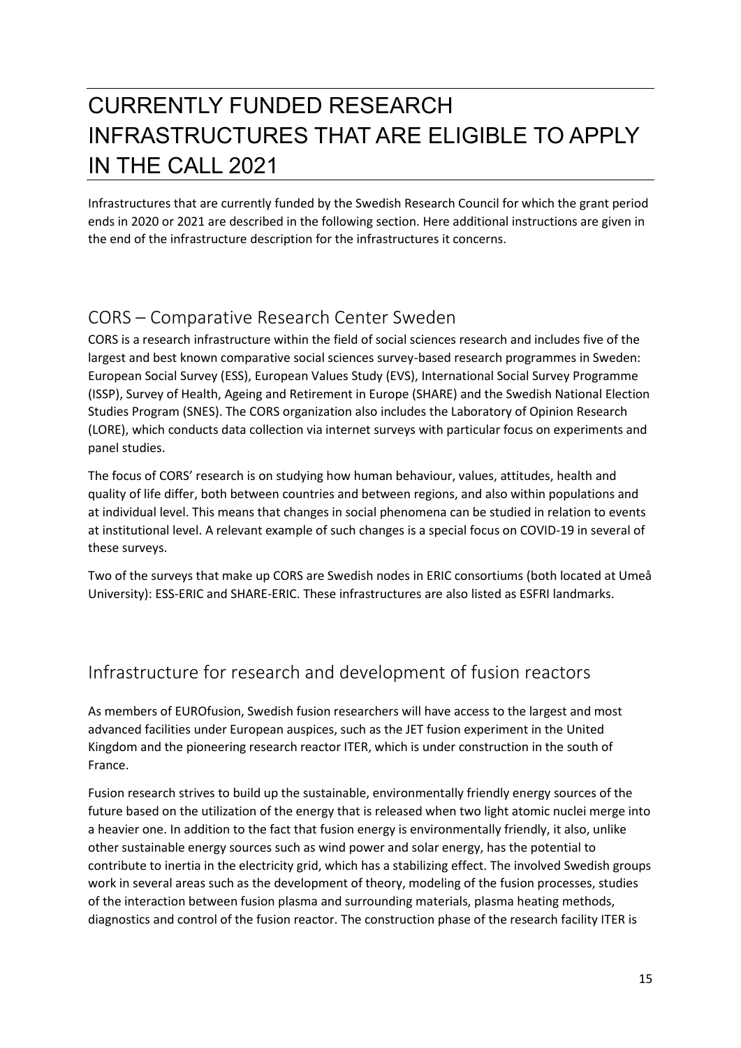# CURRENTLY FUNDED RESEARCH INFRASTRUCTURES THAT ARE ELIGIBLE TO APPLY IN THE CALL 2021

Infrastructures that are currently funded by the Swedish Research Council for which the grant period ends in 2020 or 2021 are described in the following section. Here additional instructions are given in the end of the infrastructure description for the infrastructures it concerns.

## CORS – Comparative Research Center Sweden

CORS is a research infrastructure within the field of social sciences research and includes five of the largest and best known comparative social sciences survey-based research programmes in Sweden: European Social Survey (ESS), European Values Study (EVS), International Social Survey Programme (ISSP), Survey of Health, Ageing and Retirement in Europe (SHARE) and the Swedish National Election Studies Program (SNES). The CORS organization also includes the Laboratory of Opinion Research (LORE), which conducts data collection via internet surveys with particular focus on experiments and panel studies.

The focus of CORS' research is on studying how human behaviour, values, attitudes, health and quality of life differ, both between countries and between regions, and also within populations and at individual level. This means that changes in social phenomena can be studied in relation to events at institutional level. A relevant example of such changes is a special focus on COVID-19 in several of these surveys.

Two of the surveys that make up CORS are Swedish nodes in ERIC consortiums (both located at Umeå University): ESS-ERIC and SHARE-ERIC. These infrastructures are also listed as ESFRI landmarks.

## Infrastructure for research and development of fusion reactors

As members of EUROfusion, Swedish fusion researchers will have access to the largest and most advanced facilities under European auspices, such as the JET fusion experiment in the United Kingdom and the pioneering research reactor ITER, which is under construction in the south of France.

Fusion research strives to build up the sustainable, environmentally friendly energy sources of the future based on the utilization of the energy that is released when two light atomic nuclei merge into a heavier one. In addition to the fact that fusion energy is environmentally friendly, it also, unlike other sustainable energy sources such as wind power and solar energy, has the potential to contribute to inertia in the electricity grid, which has a stabilizing effect. The involved Swedish groups work in several areas such as the development of theory, modeling of the fusion processes, studies of the interaction between fusion plasma and surrounding materials, plasma heating methods, diagnostics and control of the fusion reactor. The construction phase of the research facility ITER is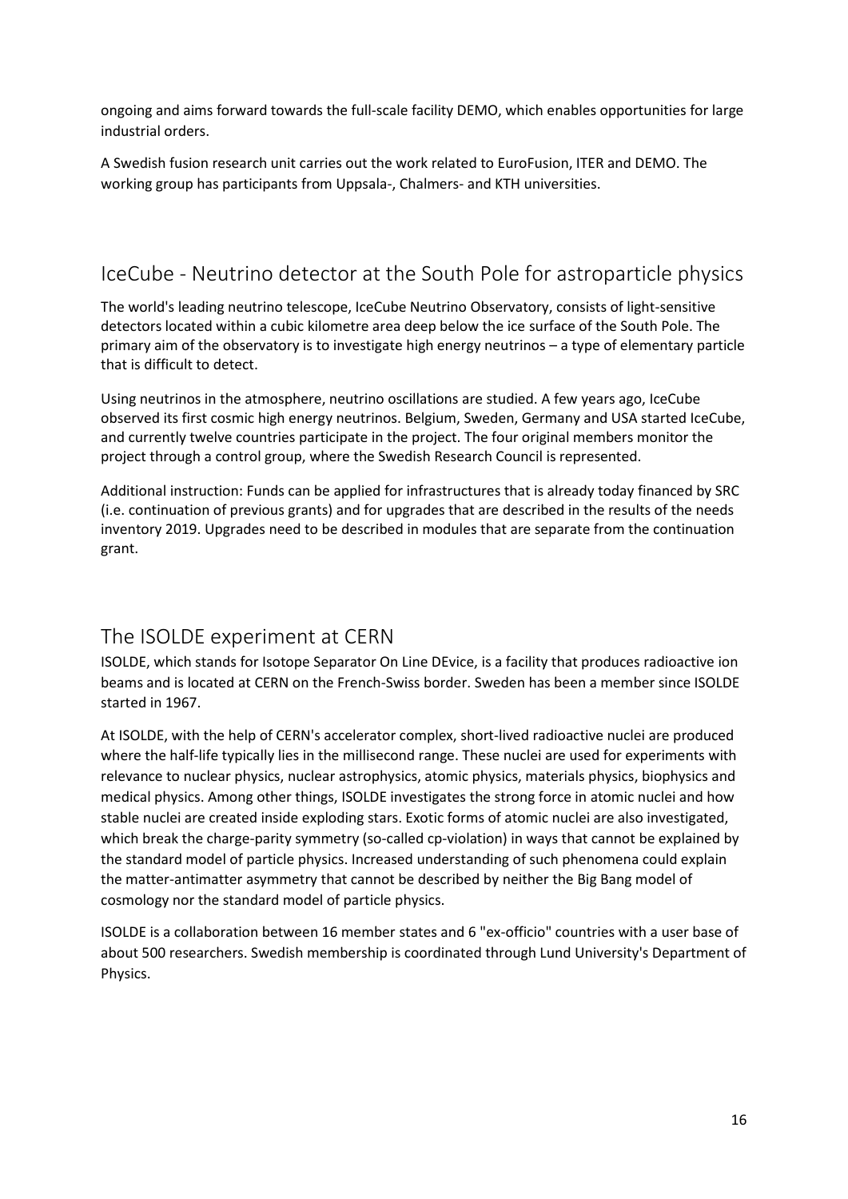ongoing and aims forward towards the full-scale facility DEMO, which enables opportunities for large industrial orders.

A Swedish fusion research unit carries out the work related to EuroFusion, ITER and DEMO. The working group has participants from Uppsala-, Chalmers- and KTH universities.

## IceCube - Neutrino detector at the South Pole for astroparticle physics

The world's leading neutrino telescope, IceCube Neutrino Observatory, consists of light-sensitive detectors located within a cubic kilometre area deep below the ice surface of the South Pole. The primary aim of the observatory is to investigate high energy neutrinos – a type of elementary particle that is difficult to detect.

Using neutrinos in the atmosphere, neutrino oscillations are studied. A few years ago, IceCube observed its first cosmic high energy neutrinos. Belgium, Sweden, Germany and USA started IceCube, and currently twelve countries participate in the project. The four original members monitor the project through a control group, where the Swedish Research Council is represented.

Additional instruction: Funds can be applied for infrastructures that is already today financed by SRC (i.e. continuation of previous grants) and for upgrades that are described in the results of the needs inventory 2019. Upgrades need to be described in modules that are separate from the continuation grant.

## The ISOLDE experiment at CERN

ISOLDE, which stands for Isotope Separator On Line DEvice, is a facility that produces radioactive ion beams and is located at CERN on the French-Swiss border. Sweden has been a member since ISOLDE started in 1967.

At ISOLDE, with the help of CERN's accelerator complex, short-lived radioactive nuclei are produced where the half-life typically lies in the millisecond range. These nuclei are used for experiments with relevance to nuclear physics, nuclear astrophysics, atomic physics, materials physics, biophysics and medical physics. Among other things, ISOLDE investigates the strong force in atomic nuclei and how stable nuclei are created inside exploding stars. Exotic forms of atomic nuclei are also investigated, which break the charge-parity symmetry (so-called cp-violation) in ways that cannot be explained by the standard model of particle physics. Increased understanding of such phenomena could explain the matter-antimatter asymmetry that cannot be described by neither the Big Bang model of cosmology nor the standard model of particle physics.

ISOLDE is a collaboration between 16 member states and 6 "ex-officio" countries with a user base of about 500 researchers. Swedish membership is coordinated through Lund University's Department of Physics.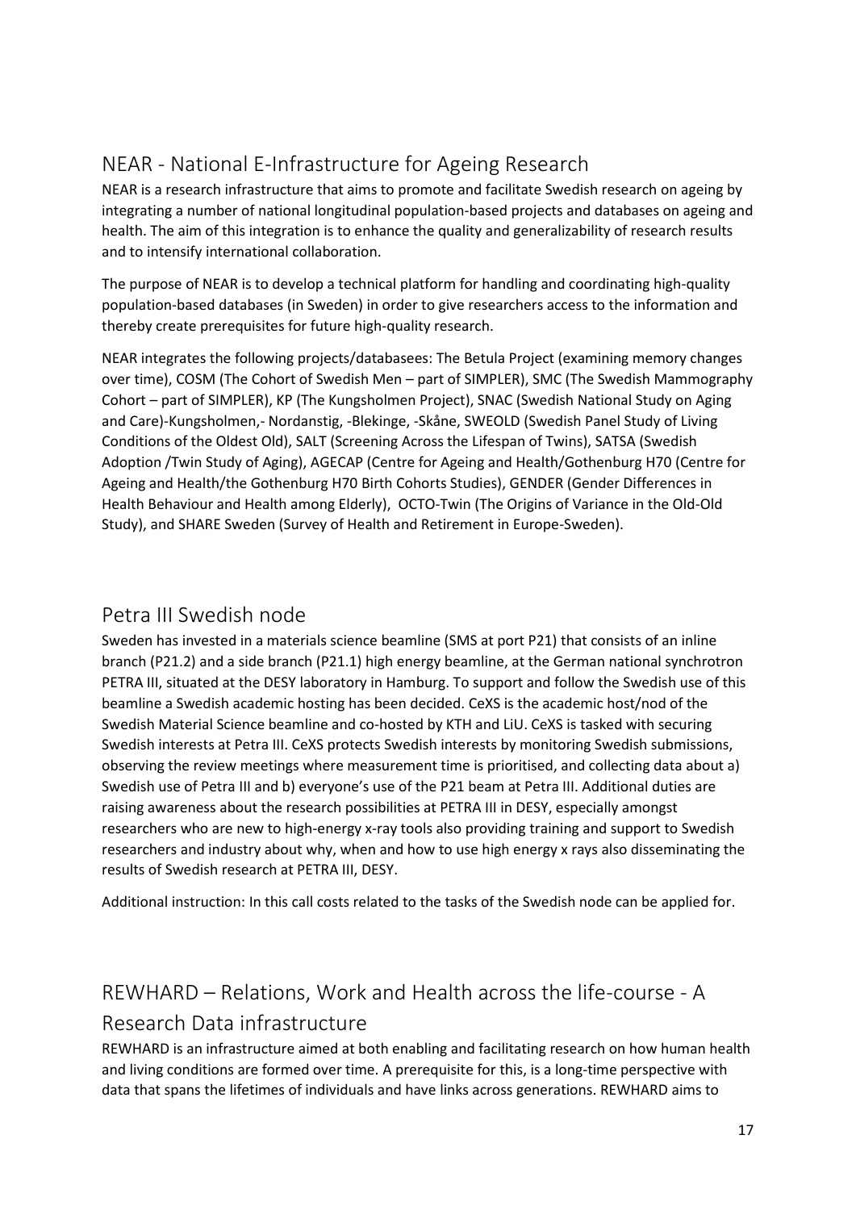## NEAR - National E-Infrastructure for Ageing Research

NEAR is a research infrastructure that aims to promote and facilitate Swedish research on ageing by integrating a number of national longitudinal population-based projects and databases on ageing and health. The aim of this integration is to enhance the quality and generalizability of research results and to intensify international collaboration.

The purpose of NEAR is to develop a technical platform for handling and coordinating high-quality population-based databases (in Sweden) in order to give researchers access to the information and thereby create prerequisites for future high-quality research.

NEAR integrates the following projects/databasees: The Betula Project (examining memory changes over time), COSM (The Cohort of Swedish Men – part of SIMPLER), SMC (The Swedish Mammography Cohort – part of SIMPLER), KP (The Kungsholmen Project), SNAC (Swedish National Study on Aging and Care)-Kungsholmen,- Nordanstig, -Blekinge, -Skåne, SWEOLD (Swedish Panel Study of Living Conditions of the Oldest Old), SALT (Screening Across the Lifespan of Twins), SATSA (Swedish Adoption /Twin Study of Aging), AGECAP (Centre for Ageing and Health/Gothenburg H70 (Centre for Ageing and Health/the Gothenburg H70 Birth Cohorts Studies), GENDER (Gender Differences in Health Behaviour and Health among Elderly), OCTO-Twin (The Origins of Variance in the Old-Old Study), and SHARE Sweden (Survey of Health and Retirement in Europe-Sweden).

## Petra III Swedish node

Sweden has invested in a materials science beamline (SMS at port P21) that consists of an inline branch (P21.2) and a side branch (P21.1) high energy beamline, at the German national synchrotron PETRA III, situated at the DESY laboratory in Hamburg. To support and follow the Swedish use of this beamline a Swedish academic hosting has been decided. CeXS is the academic host/nod of the Swedish Material Science beamline and co-hosted by KTH and LiU. CeXS is tasked with securing Swedish interests at Petra III. CeXS protects Swedish interests by monitoring Swedish submissions, observing the review meetings where measurement time is prioritised, and collecting data about a) Swedish use of Petra III and b) everyone's use of the P21 beam at Petra III. Additional duties are raising awareness about the research possibilities at PETRA III in DESY, especially amongst researchers who are new to high-energy x-ray tools also providing training and support to Swedish researchers and industry about why, when and how to use high energy x rays also disseminating the results of Swedish research at PETRA III, DESY.

Additional instruction: In this call costs related to the tasks of the Swedish node can be applied for.

## REWHARD – Relations, Work and Health across the life-course - A Research Data infrastructure

REWHARD is an infrastructure aimed at both enabling and facilitating research on how human health and living conditions are formed over time. A prerequisite for this, is a long-time perspective with data that spans the lifetimes of individuals and have links across generations. REWHARD aims to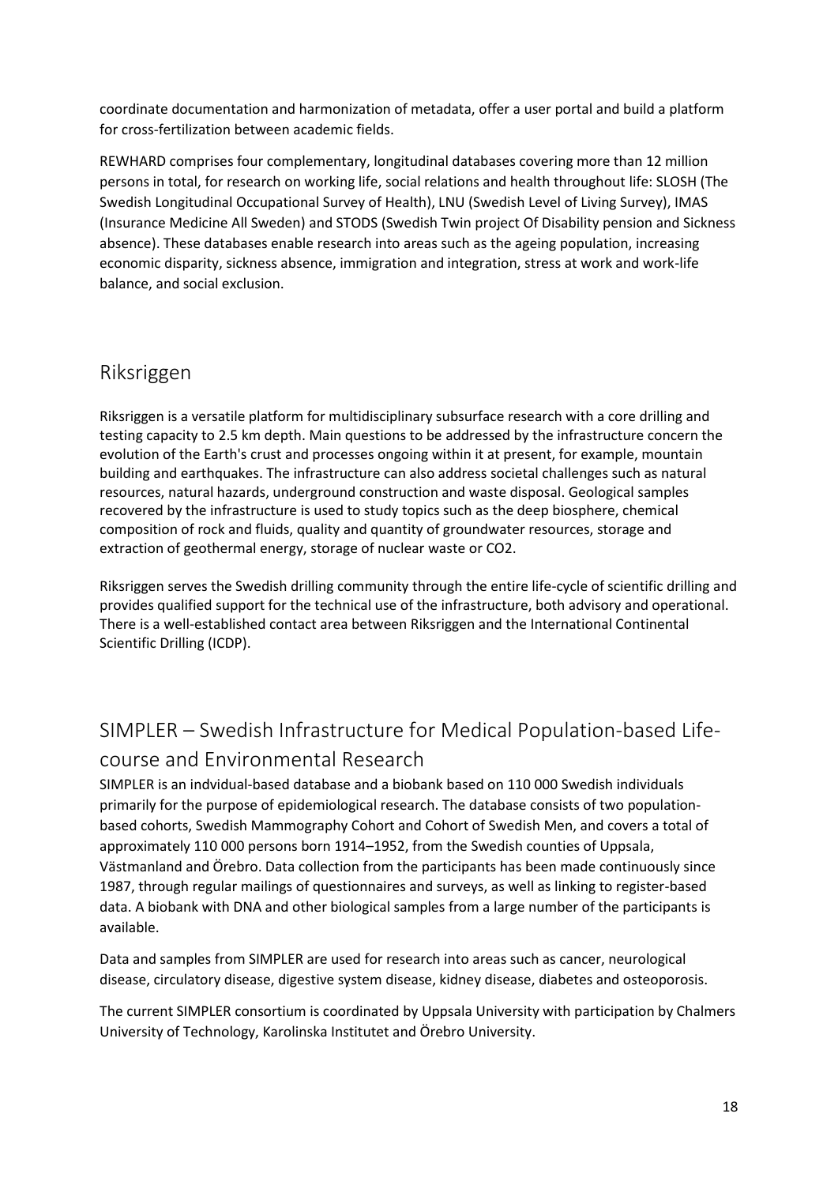coordinate documentation and harmonization of metadata, offer a user portal and build a platform for cross-fertilization between academic fields.

REWHARD comprises four complementary, longitudinal databases covering more than 12 million persons in total, for research on working life, social relations and health throughout life: SLOSH (The Swedish Longitudinal Occupational Survey of Health), LNU (Swedish Level of Living Survey), IMAS (Insurance Medicine All Sweden) and STODS (Swedish Twin project Of Disability pension and Sickness absence). These databases enable research into areas such as the ageing population, increasing economic disparity, sickness absence, immigration and integration, stress at work and work-life balance, and social exclusion.

## Riksriggen

Riksriggen is a versatile platform for multidisciplinary subsurface research with a core drilling and testing capacity to 2.5 km depth. Main questions to be addressed by the infrastructure concern the evolution of the Earth's crust and processes ongoing within it at present, for example, mountain building and earthquakes. The infrastructure can also address societal challenges such as natural resources, natural hazards, underground construction and waste disposal. Geological samples recovered by the infrastructure is used to study topics such as the deep biosphere, chemical composition of rock and fluids, quality and quantity of groundwater resources, storage and extraction of geothermal energy, storage of nuclear waste or $CO_2$.

Riksriggen serves the Swedish drilling community through the entire life-cycle of scientific drilling and provides qualified support for the technical use of the infrastructure, both advisory and operational. There is a well-established contact area between Riksriggen and the International Continental Scientific Drilling (ICDP).

## SIMPLER – Swedish Infrastructure for Medical Population-based Life-course and Environmental Research

SIMPLER is an indvidual-based database and a biobank based on 110 000 Swedish individuals primarily for the purpose of epidemiological research. The database consists of two population-based cohorts, Swedish Mammography Cohort and Cohort of Swedish Men, and covers a total of approximately 110 000 persons born 1914–1952, from the Swedish counties of Uppsala, Västmanland and Örebro. Data collection from the participants has been made continuously since 1987, through regular mailings of questionnaires and surveys, as well as linking to register-based data. A biobank with DNA and other biological samples from a large number of the participants is available.

Data and samples from SIMPLER are used for research into areas such as cancer, neurological disease, circulatory disease, digestive system disease, kidney disease, diabetes and osteoporosis.

The current SIMPLER consortium is coordinated by Uppsala University with participation by Chalmers University of Technology, Karolinska Institutet and Örebro University.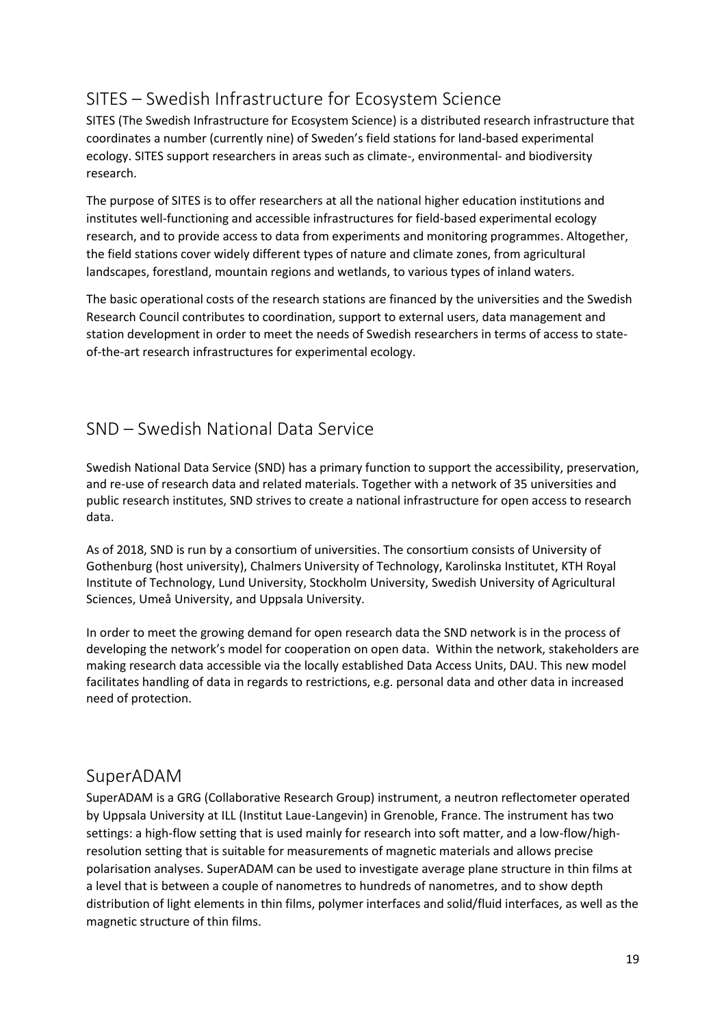## SITES – Swedish Infrastructure for Ecosystem Science

SITES (The Swedish Infrastructure for Ecosystem Science) is a distributed research infrastructure that coordinates a number (currently nine) of Sweden's field stations for land-based experimental ecology. SITES support researchers in areas such as climate-, environmental- and biodiversity research.

The purpose of SITES is to offer researchers at all the national higher education institutions and institutes well-functioning and accessible infrastructures for field-based experimental ecology research, and to provide access to data from experiments and monitoring programmes. Altogether, the field stations cover widely different types of nature and climate zones, from agricultural landscapes, forestland, mountain regions and wetlands, to various types of inland waters.

The basic operational costs of the research stations are financed by the universities and the Swedish Research Council contributes to coordination, support to external users, data management and station development in order to meet the needs of Swedish researchers in terms of access to state-of-the-art research infrastructures for experimental ecology.

## SND – Swedish National Data Service

Swedish National Data Service (SND) has a primary function to support the accessibility, preservation, and re-use of research data and related materials. Together with a network of 35 universities and public research institutes, SND strives to create a national infrastructure for open access to research data.

As of 2018, SND is run by a consortium of universities. The consortium consists of University of Gothenburg (host university), Chalmers University of Technology, Karolinska Institutet, KTH Royal Institute of Technology, Lund University, Stockholm University, Swedish University of Agricultural Sciences, Umeå University, and Uppsala University.

In order to meet the growing demand for open research data the SND network is in the process of developing the network's model for cooperation on open data. Within the network, stakeholders are making research data accessible via the locally established Data Access Units, DAU. This new model facilitates handling of data in regards to restrictions, e.g. personal data and other data in increased need of protection.

## SuperADAM

SuperADAM is a GRG (Collaborative Research Group) instrument, a neutron reflectometer operated by Uppsala University at ILL (Institut Laue-Langevin) in Grenoble, France. The instrument has two settings: a high-flow setting that is used mainly for research into soft matter, and a low-flow/high-resolution setting that is suitable for measurements of magnetic materials and allows precise polarisation analyses. SuperADAM can be used to investigate average plane structure in thin films at a level that is between a couple of nanometres to hundreds of nanometres, and to show depth distribution of light elements in thin films, polymer interfaces and solid/fluid interfaces, as well as the magnetic structure of thin films.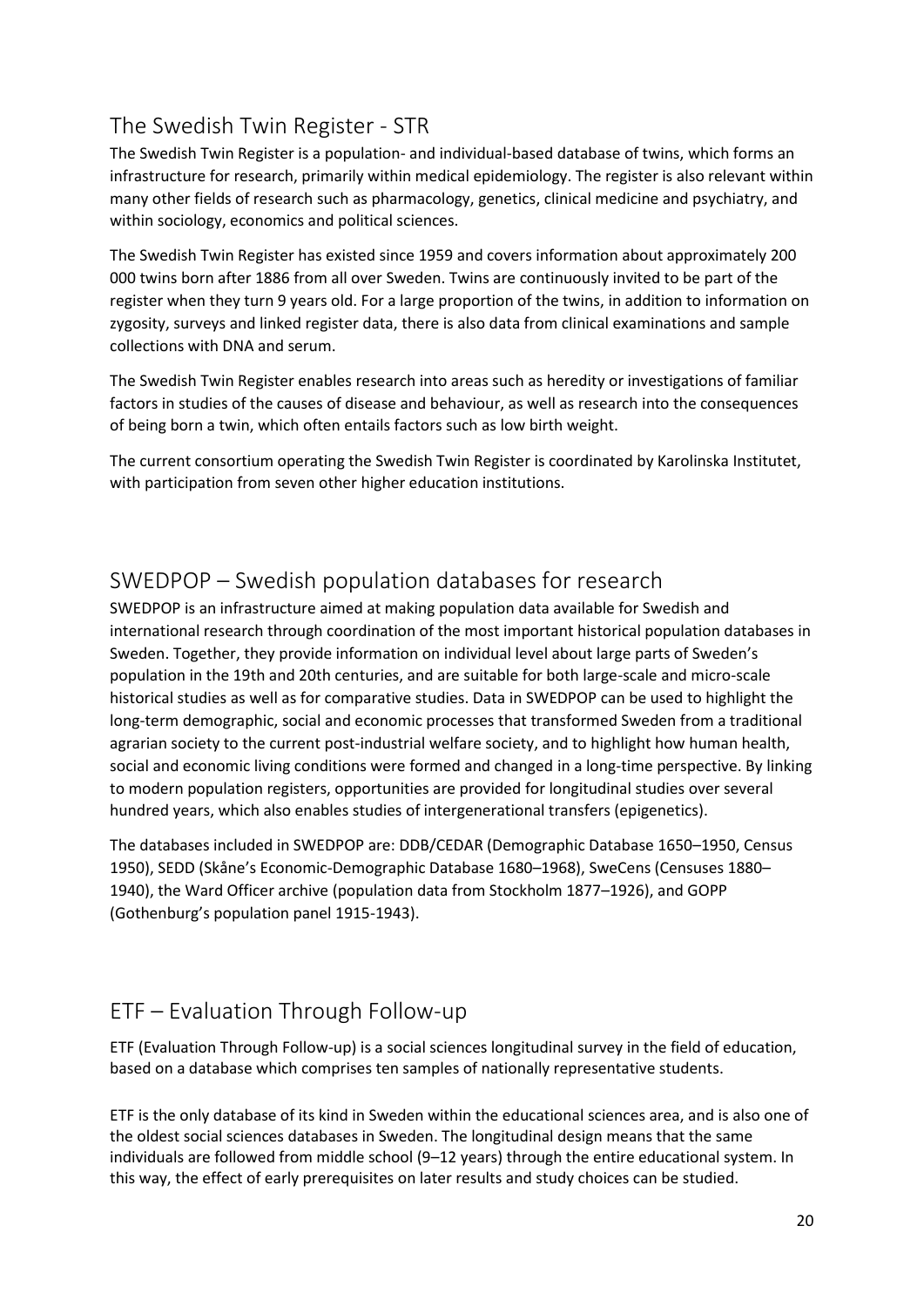## The Swedish Twin Register - STR

The Swedish Twin Register is a population- and individual-based database of twins, which forms an infrastructure for research, primarily within medical epidemiology. The register is also relevant within many other fields of research such as pharmacology, genetics, clinical medicine and psychiatry, and within sociology, economics and political sciences.

The Swedish Twin Register has existed since 1959 and covers information about approximately 200 000 twins born after 1886 from all over Sweden. Twins are continuously invited to be part of the register when they turn 9 years old. For a large proportion of the twins, in addition to information on zygosity, surveys and linked register data, there is also data from clinical examinations and sample collections with DNA and serum.

The Swedish Twin Register enables research into areas such as heredity or investigations of familiar factors in studies of the causes of disease and behaviour, as well as research into the consequences of being born a twin, which often entails factors such as low birth weight.

The current consortium operating the Swedish Twin Register is coordinated by Karolinska Institutet, with participation from seven other higher education institutions.

## SWEDPOP – Swedish population databases for research

SWEDPOP is an infrastructure aimed at making population data available for Swedish and international research through coordination of the most important historical population databases in Sweden. Together, they provide information on individual level about large parts of Sweden's population in the 19th and 20th centuries, and are suitable for both large-scale and micro-scale historical studies as well as for comparative studies. Data in SWEDPOP can be used to highlight the long-term demographic, social and economic processes that transformed Sweden from a traditional agrarian society to the current post-industrial welfare society, and to highlight how human health, social and economic living conditions were formed and changed in a long-time perspective. By linking to modern population registers, opportunities are provided for longitudinal studies over several hundred years, which also enables studies of intergenerational transfers (epigenetics).

The databases included in SWEDPOP are: DDB/CEDAR (Demographic Database 1650–1950, Census 1950), SEDD (Skåne's Economic-Demographic Database 1680–1968), SweCens (Censuses 1880–1940), the Ward Officer archive (population data from Stockholm 1877–1926), and GOPP (Gothenburg's population panel 1915-1943).

## ETF – Evaluation Through Follow-up

ETF (Evaluation Through Follow-up) is a social sciences longitudinal survey in the field of education, based on a database which comprises ten samples of nationally representative students.

ETF is the only database of its kind in Sweden within the educational sciences area, and is also one of the oldest social sciences databases in Sweden. The longitudinal design means that the same individuals are followed from middle school (9–12 years) through the entire educational system. In this way, the effect of early prerequisites on later results and study choices can be studied.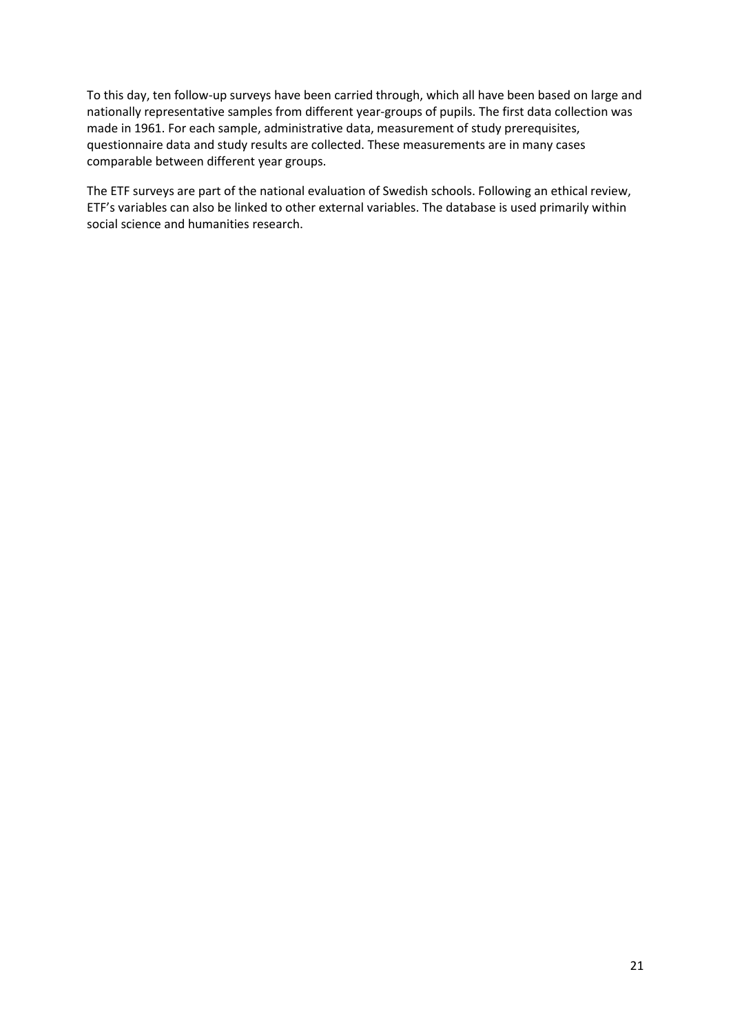To this day, ten follow-up surveys have been carried through, which all have been based on large and nationally representative samples from different year-groups of pupils. The first data collection was made in 1961. For each sample, administrative data, measurement of study prerequisites, questionnaire data and study results are collected. These measurements are in many cases comparable between different year groups.

The ETF surveys are part of the national evaluation of Swedish schools. Following an ethical review, ETF's variables can also be linked to other external variables. The database is used primarily within social science and humanities research.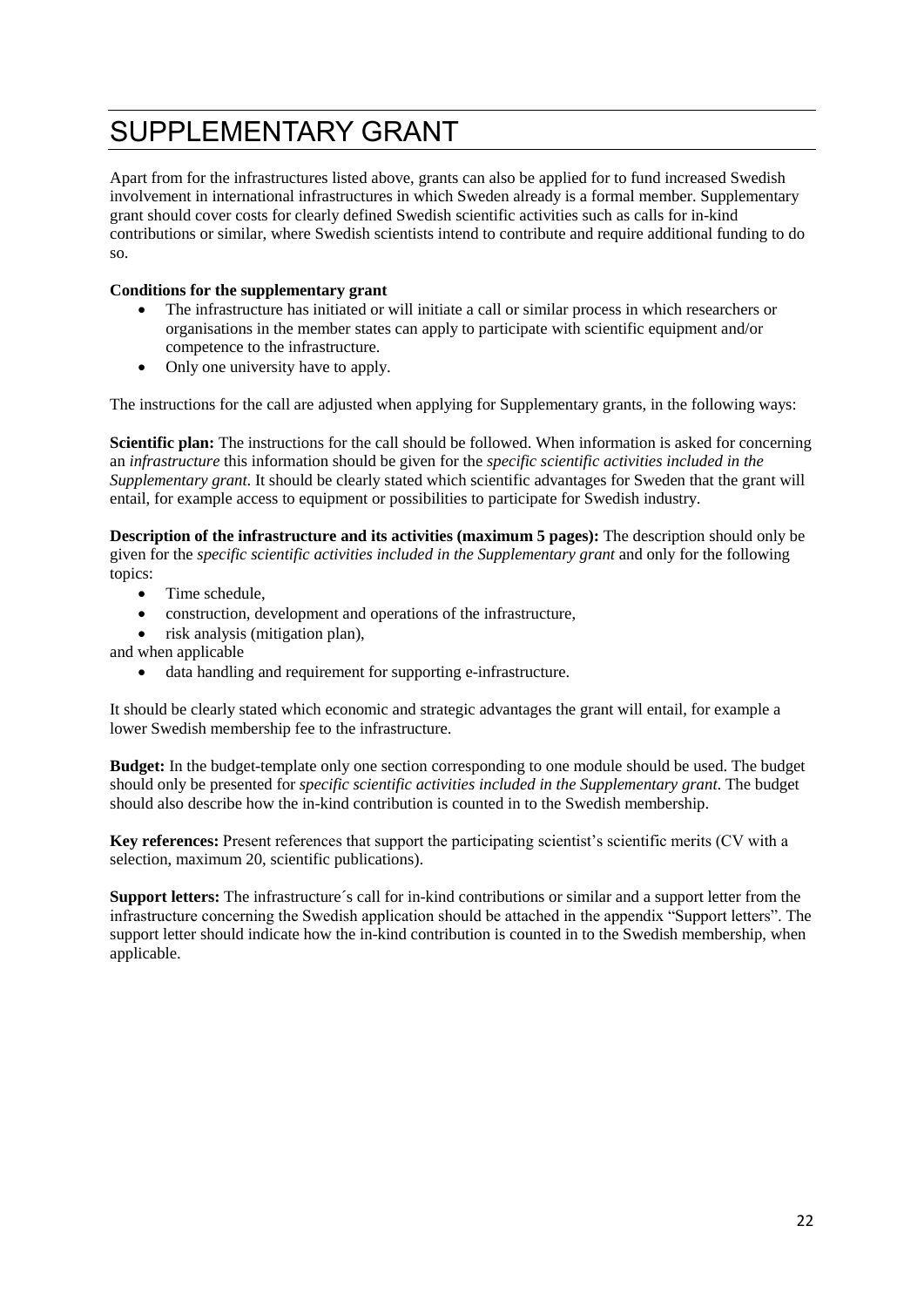# SUPPLEMENTARY GRANT

Apart from for the infrastructures listed above, grants can also be applied for to fund increased Swedish involvement in international infrastructures in which Sweden already is a formal member. Supplementary grant should cover costs for clearly defined Swedish scientific activities such as calls for in-kind contributions or similar, where Swedish scientists intend to contribute and require additional funding to do so.

**Conditions for the supplementary grant**

- The infrastructure has initiated or will initiate a call or similar process in which researchers or organisations in the member states can apply to participate with scientific equipment and/or competence to the infrastructure.
- Only one university have to apply.

The instructions for the call are adjusted when applying for Supplementary grants, in the following ways:

**Scientific plan:** The instructions for the call should be followed. When information is asked for concerning an *infrastructure* this information should be given for the *specific scientific activities included in the Supplementary grant.* It should be clearly stated which scientific advantages for Sweden that the grant will entail, for example access to equipment or possibilities to participate for Swedish industry.

**Description of the infrastructure and its activities (maximum 5 pages):** The description should only be given for the *specific scientific activities included in the Supplementary grant* and only for the following topics:

- Time schedule,
- construction, development and operations of the infrastructure,
- risk analysis (mitigation plan),

and when applicable

- data handling and requirement for supporting e-infrastructure.

It should be clearly stated which economic and strategic advantages the grant will entail, for example a lower Swedish membership fee to the infrastructure.

**Budget:** In the budget-template only one section corresponding to one module should be used. The budget should only be presented for *specific scientific activities included in the Supplementary grant*. The budget should also describe how the in-kind contribution is counted in to the Swedish membership.

**Key references:** Present references that support the participating scientist's scientific merits (CV with a selection, maximum 20, scientific publications).

**Support letters:** The infrastructure´s call for in-kind contributions or similar and a support letter from the infrastructure concerning the Swedish application should be attached in the appendix "Support letters". The support letter should indicate how the in-kind contribution is counted in to the Swedish membership, when applicable.